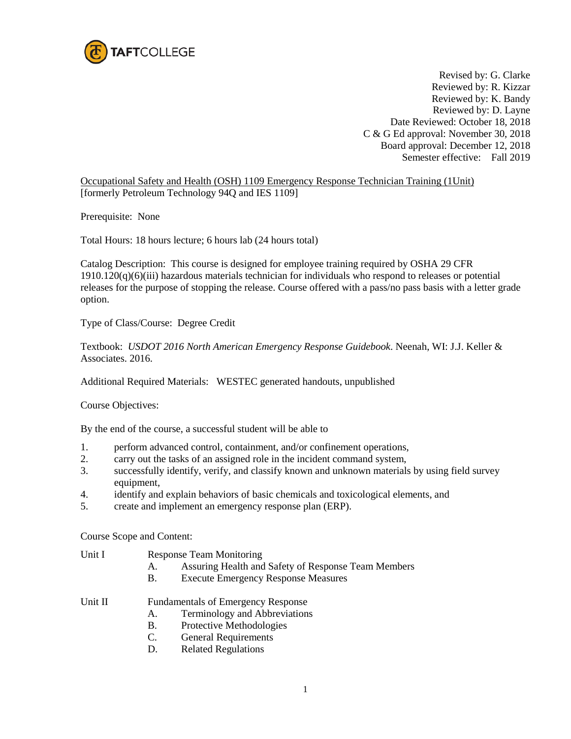TAFTCOLLEGE

Revised by: G. Clarke
Reviewed by: R. Kizzar
Reviewed by: K. Bandy
Reviewed by: D. Layne
Date Reviewed: October 18, 2018
C & G Ed approval: November 30, 2018
Board approval: December 12, 2018
Semester effective: Fall 2019

Occupational Safety and Health (OSH) 1109 Emergency Response Technician Training (1Unit)
[formerly Petroleum Technology 94Q and IES 1109]

Prerequisite: None

Total Hours: 18 hours lecture; 6 hours lab (24 hours total)

Catalog Description: This course is designed for employee training required by OSHA 29 CFR 1910.120(q)(6)(iii) hazardous materials technician for individuals who respond to releases or potential releases for the purpose of stopping the release. Course offered with a pass/no pass basis with a letter grade option.

Type of Class/Course: Degree Credit

Textbook: *USDOT 2016 North American Emergency Response Guidebook*. Neenah, WI: J.J. Keller & Associates. 2016.

Additional Required Materials: WESTEC generated handouts, unpublished

Course Objectives:

By the end of the course, a successful student will be able to

1. perform advanced control, containment, and/or confinement operations,
2. carry out the tasks of an assigned role in the incident command system,
3. successfully identify, verify, and classify known and unknown materials by using field survey equipment,
4. identify and explain behaviors of basic chemicals and toxicological elements, and
5. create and implement an emergency response plan (ERP).

Course Scope and Content:

Unit I Response Team Monitoring

- A. Assuring Health and Safety of Response Team Members
- B. Execute Emergency Response Measures

Unit II Fundamentals of Emergency Response

- A. Terminology and Abbreviations
- B. Protective Methodologies
- C. General Requirements
- D. Related Regulations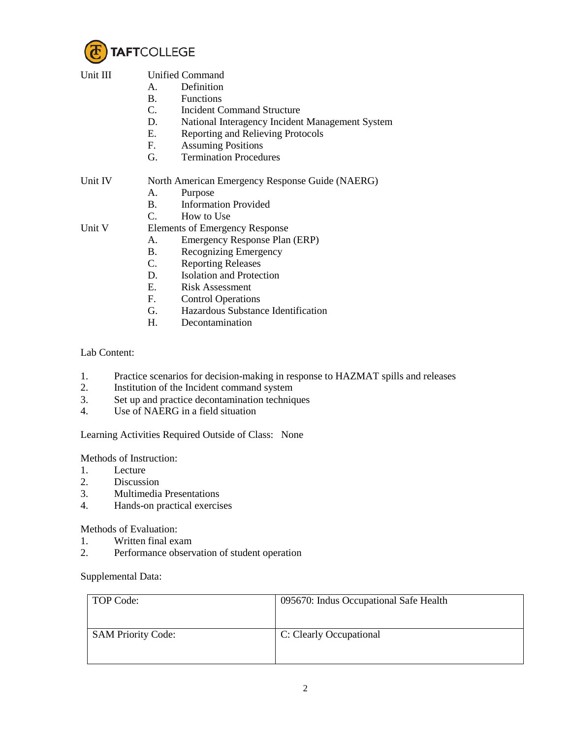Unit III Unified Command

- A. Definition
- B. Functions
- C. Incident Command Structure
- D. National Interagency Incident Management System
- E. Reporting and Relieving Protocols
- F. Assuming Positions
- G. Termination Procedures

Unit IV North American Emergency Response Guide (NAERG)

- A. Purpose
- B. Information Provided
- C. How to Use

Unit V Elements of Emergency Response

- A. Emergency Response Plan (ERP)
- B. Recognizing Emergency
- C. Reporting Releases
- D. Isolation and Protection
- E. Risk Assessment
- F. Control Operations
- G. Hazardous Substance Identification
- H. Decontamination

Lab Content:

1. Practice scenarios for decision-making in response to HAZMAT spills and releases
2. Institution of the Incident command system
3. Set up and practice decontamination techniques
4. Use of NAERG in a field situation

Learning Activities Required Outside of Class: None

Methods of Instruction:

1. Lecture
2. Discussion
3. Multimedia Presentations
4. Hands-on practical exercises

Methods of Evaluation:

1. Written final exam
2. Performance observation of student operation

Supplemental Data:

| | |
|---|---|
| TOP Code: | 095670: Indus Occupational Safe Health |
| SAM Priority Code: | C: Clearly Occupational |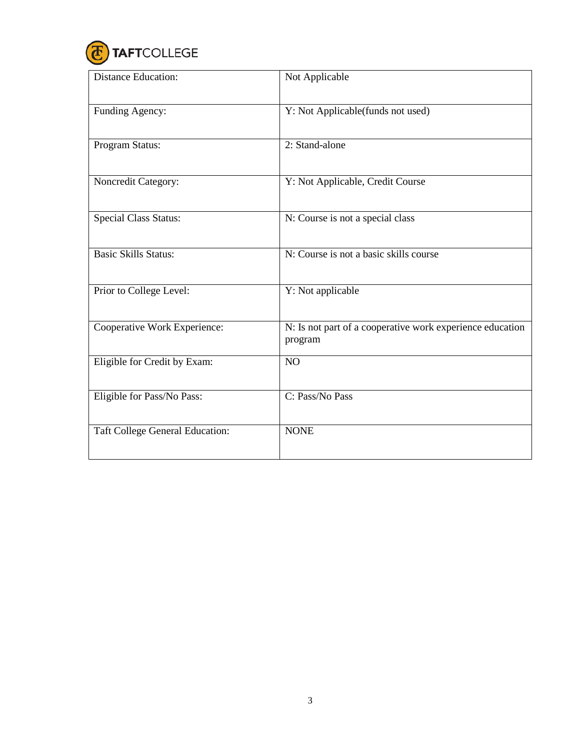| | |
|---|---|
| Distance Education: | Not Applicable |
| Funding Agency: | Y: Not Applicable(funds not used) |
| Program Status: | 2: Stand-alone |
| Noncredit Category: | Y: Not Applicable, Credit Course |
| Special Class Status: | N: Course is not a special class |
| Basic Skills Status: | N: Course is not a basic skills course |
| Prior to College Level: | Y: Not applicable |
| Cooperative Work Experience: | N: Is not part of a cooperative work experience education program |
| Eligible for Credit by Exam: | NO |
| Eligible for Pass/No Pass: | C: Pass/No Pass |
| Taft College General Education: | NONE |